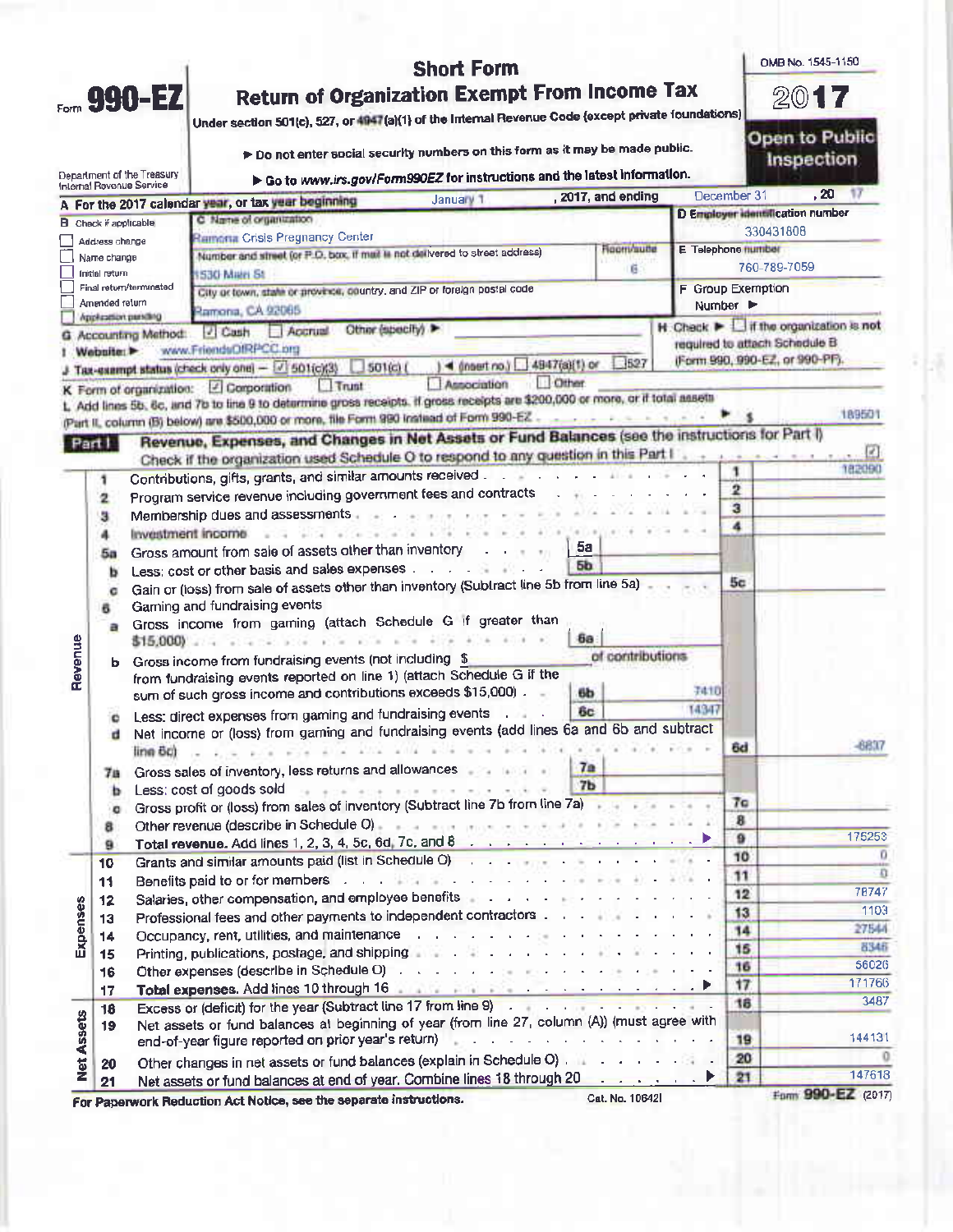# Form 990-EZ

## Short Form
## Return of Organization Exempt From Income Tax

Under section 501(c), 527, or 4947(a)(1) of the Internal Revenue Code (except private foundations)

▶ Do not enter social security numbers on this form as it may be made public.

▶ Go to www.irs.gov/Form990EZ for instructions and the latest information.

Department of the Treasury
Internal Revenue Service

OMB No. 1545-1150

**2017**

**Open to Public Inspection**

**A** For the 2017 calendar year, or tax year beginning January 1, 2017, and ending December 31, 20 17

**B** Check if applicable:
- ☐ Address change
- ☐ Name change
- ☐ Initial return
- ☐ Final return/terminated
- ☐ Amended return
- ☐ Application pending

**C** Name of organization: Ramona Crisis Pregnancy Center

Number and street (or P.O. box, if mail is not delivered to street address): 1530 Main St — Room/suite: 6

City or town, state or province, country, and ZIP or foreign postal code: Ramona, CA 92065

**D** Employer identification number: 330431808

**E** Telephone number: 760-789-7059

**F** Group Exemption Number ▶

**G** Accounting Method: ☑ Cash ☐ Accrual Other (specify) ▶

**H** Check ▶ ☐ if the organization is **not** required to attach Schedule B (Form 990, 990-EZ, or 990-PF).

**I** Website: ▶ www.FriendsOfRPCC.org

**J** Tax-exempt status (check only one) — ☑ 501(c)(3) ☐ 501(c) ( ) ◀ (insert no.) ☐ 4947(a)(1) or ☐ 527

**K** Form of organization: ☑ Corporation ☐ Trust ☐ Association ☐ Other

**L** Add lines 5b, 6c, and 7b to line 9 to determine gross receipts. If gross receipts are $200,000 or more, or if total assets (Part II, column (B) below) are $500,000 or more, file Form 990 instead of Form 990-EZ ▶ $ 189501

## Part I — Revenue, Expenses, and Changes in Net Assets or Fund Balances (see the instructions for Part I)

Check if the organization used Schedule O to respond to any question in this Part I ☑

| Section | Line | Description | Sub-line | Sub-amount | Line | Amount |
|---|---|---|---|---|---|---|
| Revenue | 1 | Contributions, gifts, grants, and similar amounts received | | | 1 | 182090 |
| | 2 | Program service revenue including government fees and contracts | | | 2 | |
| | 3 | Membership dues and assessments | | | 3 | |
| | 4 | Investment income | | | 4 | |
| | 5a | Gross amount from sale of assets other than inventory | 5a | | | |
| | b | Less: cost or other basis and sales expenses | 5b | | | |
| | c | Gain or (loss) from sale of assets other than inventory (Subtract line 5b from line 5a) | | | 5c | |
| | 6 | Gaming and fundraising events | | | | |
| | a | Gross income from gaming (attach Schedule G if greater than $15,000) | 6a | | | |
| | b | Gross income from fundraising events (not including $ of contributions from fundraising events reported on line 1) (attach Schedule G if the sum of such gross income and contributions exceeds $15,000) | 6b | 7410 | | |
| | c | Less: direct expenses from gaming and fundraising events | 6c | 14347 | | |
| | d | Net income or (loss) from gaming and fundraising events (add lines 6a and 6b and subtract line 6c) | | | 6d | -6837 |
| | 7a | Gross sales of inventory, less returns and allowances | 7a | | | |
| | b | Less: cost of goods sold | 7b | | | |
| | c | Gross profit or (loss) from sales of inventory (Subtract line 7b from line 7a) | | | 7c | |
| | 8 | Other revenue (describe in Schedule O) | | | 8 | |
| | 9 | **Total revenue.** Add lines 1, 2, 3, 4, 5c, 6d, 7c, and 8 ▶ | | | 9 | 175253 |
| Expenses | 10 | Grants and similar amounts paid (list in Schedule O) | | | 10 | 0 |
| | 11 | Benefits paid to or for members | | | 11 | 0 |
| | 12 | Salaries, other compensation, and employee benefits | | | 12 | 78747 |
| | 13 | Professional fees and other payments to independent contractors | | | 13 | 1103 |
| | 14 | Occupancy, rent, utilities, and maintenance | | | 14 | 27544 |
| | 15 | Printing, publications, postage, and shipping | | | 15 | 8346 |
| | 16 | Other expenses (describe in Schedule O) | | | 16 | 56026 |
| | 17 | **Total expenses.** Add lines 10 through 16 ▶ | | | 17 | 171766 |
| Net Assets | 18 | Excess or (deficit) for the year (Subtract line 17 from line 9) | | | 18 | 3487 |
| | 19 | Net assets or fund balances at beginning of year (from line 27, column (A)) (must agree with end-of-year figure reported on prior year's return) | | | 19 | 144131 |
| | 20 | Other changes in net assets or fund balances (explain in Schedule O) | | | 20 | 0 |
| | 21 | Net assets or fund balances at end of year. Combine lines 18 through 20 ▶ | | | 21 | 147618 |

**For Paperwork Reduction Act Notice, see the separate instructions.** Cat. No. 10642I Form **990-EZ** (2017)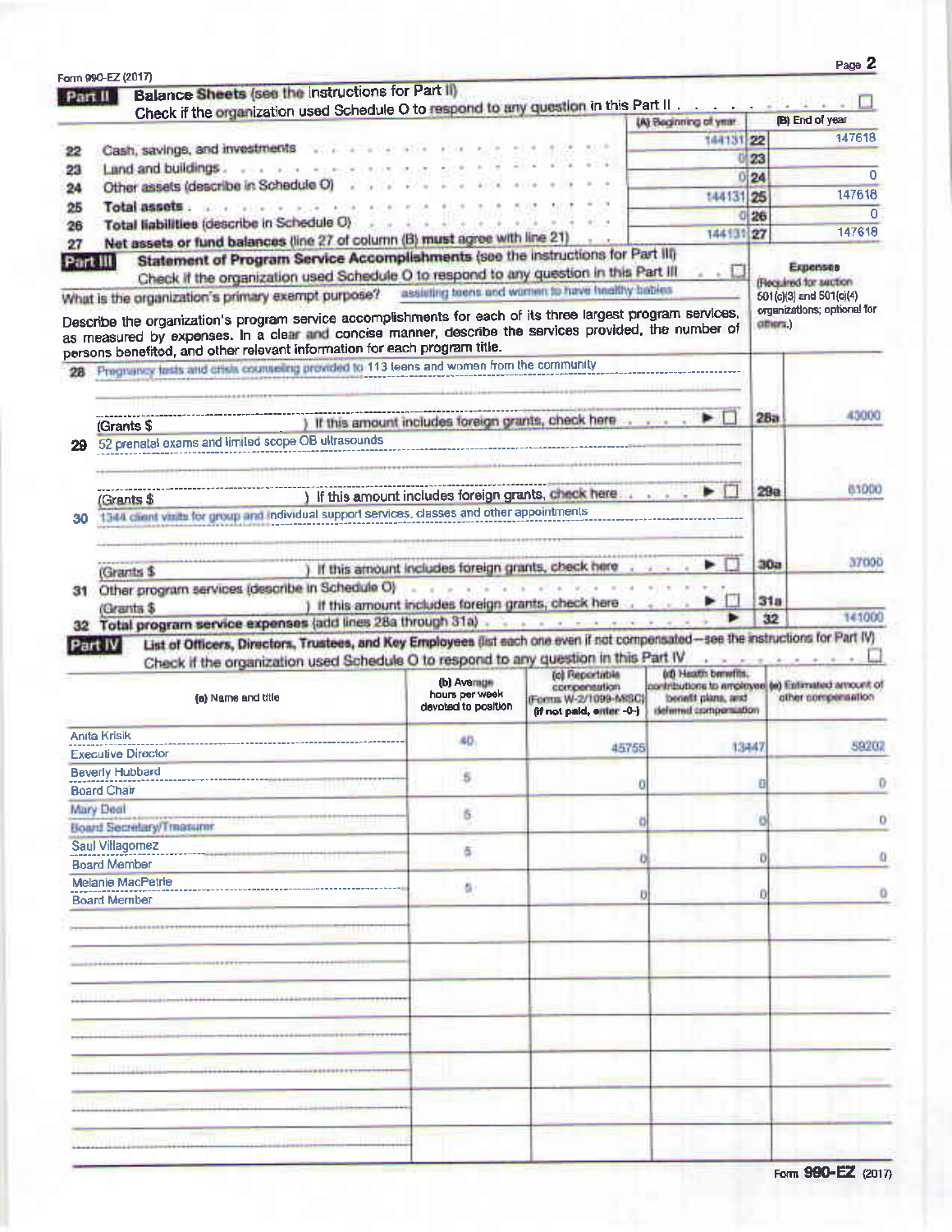Form 990-EZ (2017)

## Part II — Balance Sheets (see the instructions for Part II)

Check if the organization used Schedule O to respond to any question in this Part II . . . ☐

| | | (A) Beginning of year | | (B) End of year |
|---|---|---|---|---|
| 22 | Cash, savings, and investments | 144131 | 22 | 147618 |
| 23 | Land and buildings | 0 | 23 | |
| 24 | Other assets (describe in Schedule O) | 0 | 24 | 0 |
| 25 | **Total assets** | 144131 | 25 | 147618 |
| 26 | **Total liabilities** (describe in Schedule O) | 0 | 26 | 0 |
| 27 | **Net assets or fund balances** (line 27 of column (B) **must** agree with line 21) | 144131 | 27 | 147618 |

## Part III — Statement of Program Service Accomplishments (see the instructions for Part III)

Check if the organization used Schedule O to respond to any question in this Part III . . ☐

What is the organization's primary exempt purpose? assisting teens and women to have healthy babies

Describe the organization's program service accomplishments for each of its three largest program services, as measured by expenses. In a clear and concise manner, describe the services provided, the number of persons benefited, and other relevant information for each program title.

**Expenses** (Required for section 501(c)(3) and 501(c)(4) organizations; optional for others.)

| | | | |
|---|---|---|---|
| 28 | Pregnancy tests and crisis counseling provided to 113 teens and women from the community<br>(Grants $ ) If this amount includes foreign grants, check here ▶ ☐ | 28a | 43000 |
| 29 | 52 prenatal exams and limited scope OB ultrasounds<br>(Grants $ ) If this amount includes foreign grants, check here ▶ ☐ | 29a | 61000 |
| 30 | 1344 client visits for group and individual support services, classes and other appointments<br>(Grants $ ) If this amount includes foreign grants, check here ▶ ☐ | 30a | 37000 |
| 31 | Other program services (describe in Schedule O)<br>(Grants $ ) If this amount includes foreign grants, check here ▶ ☐ | 31a | |
| 32 | **Total program service expenses** (add lines 28a through 31a) ▶ | 32 | 141000 |

## Part IV — List of Officers, Directors, Trustees, and Key Employees (list each one even if not compensated—see the instructions for Part IV)

Check if the organization used Schedule O to respond to any question in this Part IV . . . ☐

| (a) Name and title | (b) Average hours per week devoted to position | (c) Reportable compensation (Forms W-2/1099-MISC) (if not paid, enter -0-) | (d) Health benefits, contributions to employee benefit plans, and deferred compensation | (e) Estimated amount of other compensation |
|---|---|---|---|---|
| Anita Krisik<br>Executive Director | 40 | 45755 | 13447 | 59202 |
| Beverly Hubbard<br>Board Chair | 5 | 0 | 0 | 0 |
| Mary Deal<br>Board Secretary/Treasurer | 5 | 0 | 0 | 0 |
| Saul Villagomez<br>Board Member | 5 | 0 | 0 | 0 |
| Melanie MacPetrie<br>Board Member | 5 | 0 | 0 | 0 |

Form **990-EZ** (2017)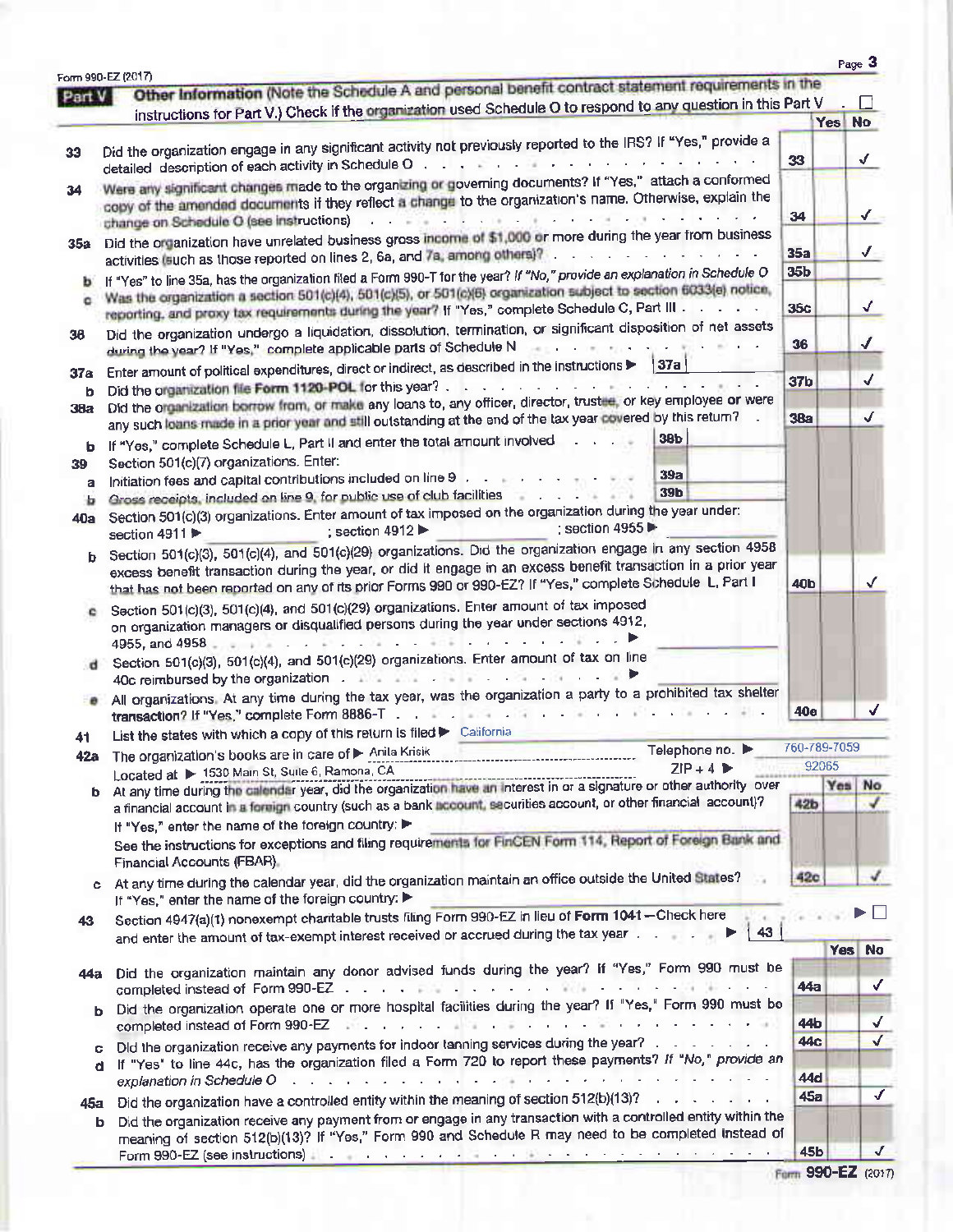Form 990-EZ (2017)

**Part V** **Other Information** (Note the Schedule A and personal benefit contract statement requirements in the instructions for Part V.) Check if the organization used Schedule O to respond to any question in this Part V . ☐

| | | | Yes | No |
|---|---|---|---|---|
| 33 | Did the organization engage in any significant activity not previously reported to the IRS? If "Yes," provide a detailed description of each activity in Schedule O | 33 | | ✓ |
| 34 | Were any significant changes made to the organizing or governing documents? If "Yes," attach a conformed copy of the amended documents if they reflect a change to the organization's name. Otherwise, explain the change on Schedule O (see instructions) | 34 | | ✓ |
| 35a | Did the organization have unrelated business gross income of $1,000 or more during the year from business activities (such as those reported on lines 2, 6a, and 7a, among others)? | 35a | | ✓ |
| b | If "Yes" to line 35a, has the organization filed a Form 990-T for the year? *If "No," provide an explanation in Schedule O* | 35b | | |
| c | Was the organization a section 501(c)(4), 501(c)(5), or 501(c)(6) organization subject to section 6033(e) notice, reporting, and proxy tax requirements during the year? If "Yes," complete Schedule C, Part III | 35c | | ✓ |
| 36 | Did the organization undergo a liquidation, dissolution, termination, or significant disposition of net assets during the year? If "Yes," complete applicable parts of Schedule N | 36 | | ✓ |
| 37a | Enter amount of political expenditures, direct or indirect, as described in the instructions ▶ 37a | | | |
| b | Did the organization file **Form 1120-POL** for this year? | 37b | | ✓ |
| 38a | Did the organization borrow from, or make any loans to, any officer, director, trustee, or key employee or were any such loans made in a prior year and still outstanding at the end of the tax year covered by this return? | 38a | | ✓ |
| b | If "Yes," complete Schedule L, Part II and enter the total amount involved 38b | | | |
| 39 | Section 501(c)(7) organizations. Enter: | | | |
| a | Initiation fees and capital contributions included on line 9 39a | | | |
| b | Gross receipts, included on line 9, for public use of club facilities 39b | | | |
| 40a | Section 501(c)(3) organizations. Enter amount of tax imposed on the organization during the year under: section 4911 ▶ ; section 4912 ▶ ; section 4955 ▶ | | | |
| b | Section 501(c)(3), 501(c)(4), and 501(c)(29) organizations. Did the organization engage in any section 4958 excess benefit transaction during the year, or did it engage in an excess benefit transaction in a prior year that has not been reported on any of its prior Forms 990 or 990-EZ? If "Yes," complete Schedule L, Part I | 40b | | ✓ |
| c | Section 501(c)(3), 501(c)(4), and 501(c)(29) organizations. Enter amount of tax imposed on organization managers or disqualified persons during the year under sections 4912, 4955, and 4958 ▶ | | | |
| d | Section 501(c)(3), 501(c)(4), and 501(c)(29) organizations. Enter amount of tax on line 40c reimbursed by the organization ▶ | | | |
| e | All organizations. At any time during the tax year, was the organization a party to a prohibited tax shelter transaction? If "Yes," complete Form 8886-T | 40e | | ✓ |

41 List the states with which a copy of this return is filed ▶ California

42a The organization's books are in care of ▶ Anita Krisik  Telephone no. ▶ 760-789-7059
Located at ▶ 1530 Main St, Suite 6, Ramona, CA  ZIP + 4 ▶ 92065

| | | | Yes | No |
|---|---|---|---|---|
| b | At any time during the calendar year, did the organization have an interest in or a signature or other authority over a financial account in a foreign country (such as a bank account, securities account, or other financial account)? If "Yes," enter the name of the foreign country: ▶ See the instructions for exceptions and filing requirements for FinCEN Form 114, Report of Foreign Bank and Financial Accounts (FBAR). | 42b | | ✓ |
| c | At any time during the calendar year, did the organization maintain an office outside the United States? If "Yes," enter the name of the foreign country: ▶ | 42c | | ✓ |

43 Section 4947(a)(1) nonexempt charitable trusts filing Form 990-EZ in lieu of **Form 1041**—Check here ▶ ☐
and enter the amount of tax-exempt interest received or accrued during the tax year ▶ 43

| | | | Yes | No |
|---|---|---|---|---|
| 44a | Did the organization maintain any donor advised funds during the year? If "Yes," Form 990 must be completed instead of Form 990-EZ | 44a | | ✓ |
| b | Did the organization operate one or more hospital facilities during the year? If "Yes," Form 990 must be completed instead of Form 990-EZ | 44b | | ✓ |
| c | Did the organization receive any payments for indoor tanning services during the year? | 44c | | ✓ |
| d | If "Yes" to line 44c, has the organization filed a Form 720 to report these payments? *If "No," provide an explanation in Schedule O* | 44d | | |
| 45a | Did the organization have a controlled entity within the meaning of section 512(b)(13)? | 45a | | ✓ |
| b | Did the organization receive any payment from or engage in any transaction with a controlled entity within the meaning of section 512(b)(13)? If "Yes," Form 990 and Schedule R may need to be completed instead of Form 990-EZ (see instructions) | 45b | | ✓ |

Form **990-EZ** (2017)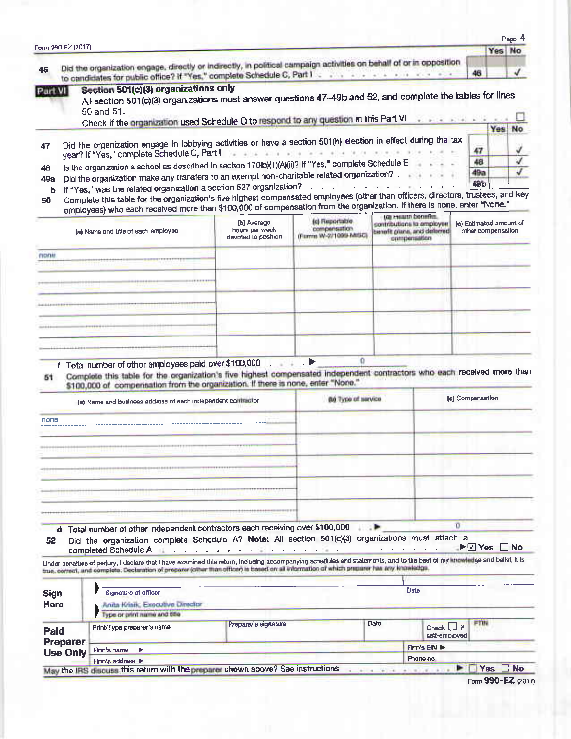Form 990-EZ (2017)

| | | | Yes | No |
|---|---|---|---|---|
| 46 | Did the organization engage, directly or indirectly, in political campaign activities on behalf of or in opposition to candidates for public office? If "Yes," complete Schedule C, Part I | 46 | | ✓ |

## Part VI Section 501(c)(3) organizations only

All section 501(c)(3) organizations must answer questions 47–49b and 52, and complete the tables for lines 50 and 51.

Check if the organization used Schedule O to respond to any question in this Part VI ☐

| | | | Yes | No |
|---|---|---|---|---|
| 47 | Did the organization engage in lobbying activities or have a section 501(h) election in effect during the tax year? If "Yes," complete Schedule C, Part II | 47 | | ✓ |
| 48 | Is the organization a school as described in section 170(b)(1)(A)(ii)? If "Yes," complete Schedule E | 48 | | ✓ |
| 49a | Did the organization make any transfers to an exempt non-charitable related organization? | 49a | | ✓ |
| b | If "Yes," was the related organization a section 527 organization? | 49b | | |

**50** Complete this table for the organization's five highest compensated employees (other than officers, directors, trustees, and key employees) who each received more than $100,000 of compensation from the organization. If there is none, enter "None."

| (a) Name and title of each employee | (b) Average hours per week devoted to position | (c) Reportable compensation (Forms W-2/1099-MISC) | (d) Health benefits, contributions to employee benefit plans, and deferred compensation | (e) Estimated amount of other compensation |
|---|---|---|---|---|
| none | | | | |
| | | | | |
| | | | | |
| | | | | |
| | | | | |

**f** Total number of other employees paid over $100,000 ▶ 0

**51** Complete this table for the organization's five highest compensated independent contractors who each received more than $100,000 of compensation from the organization. If there is none, enter "None."

| (a) Name and business address of each independent contractor | (b) Type of service | (c) Compensation |
|---|---|---|
| none | | |
| | | |
| | | |
| | | |
| | | |

**d** Total number of other independent contractors each receiving over $100,000 ▶ 0

**52** Did the organization complete Schedule A? **Note:** All section 501(c)(3) organizations must attach a completed Schedule A ▶ ☑ Yes ☐ No

Under penalties of perjury, I declare that I have examined this return, including accompanying schedules and statements, and to the best of my knowledge and belief, it is true, correct, and complete. Declaration of preparer (other than officer) is based on all information of which preparer has any knowledge.

**Sign Here**

Signature of officer | Date

Anita Krisik, Executive Director
Type or print name and title

| **Paid Preparer Use Only** | Print/Type preparer's name | Preparer's signature | Date | Check ☐ if self-employed | PTIN |
|---|---|---|---|---|---|
| | Firm's name ▶ | | | Firm's EIN ▶ | |
| | Firm's address ▶ | | | Phone no. | |

May the IRS discuss this return with the preparer shown above? See instructions ▶ ☐ Yes ☐ No

Form **990-EZ** (2017)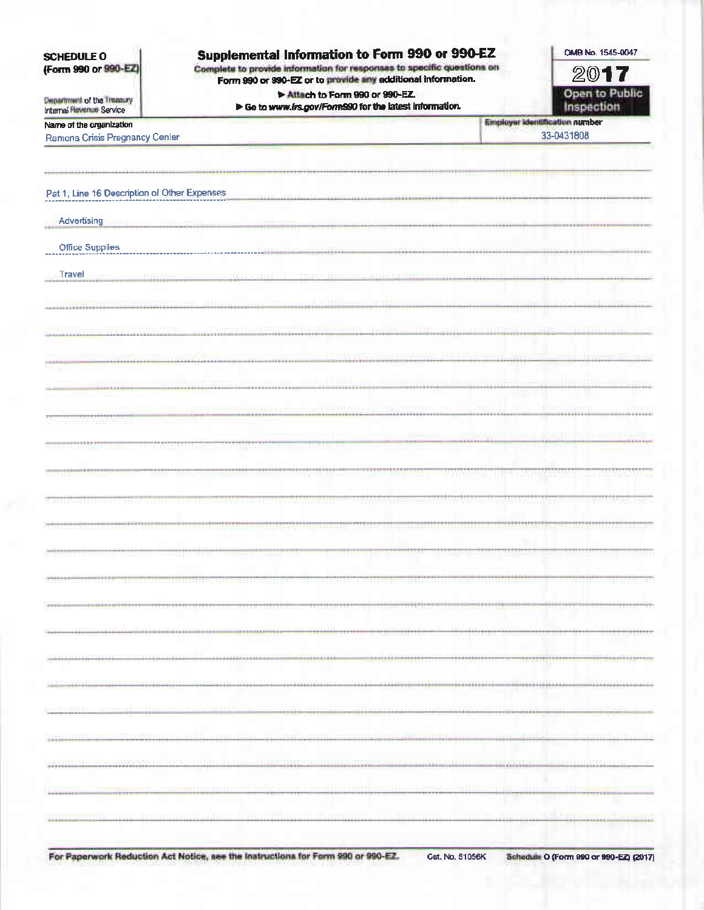**SCHEDULE O**
**(Form 990 or 990-EZ)**

Department of the Treasury
Internal Revenue Service

# Supplemental Information to Form 990 or 990-EZ

**Complete to provide information for responses to specific questions on Form 990 or 990-EZ or to provide any additional information.**

▶ **Attach to Form 990 or 990-EZ.**

▶ **Go to *www.irs.gov/Form990* for the latest information.**

OMB No. 1545-0047

**2017**

**Open to Public Inspection**

| Name of the organization | Employer identification number |
|---|---|
| Ramona Crisis Pregnancy Center | 33-0431808 |

Pat 1, Line 16 Description of Other Expenses

Advertising

Office Supplies

Travel

**For Paperwork Reduction Act Notice, see the Instructions for Form 990 or 990-EZ.** Cat. No. 51056K **Schedule O (Form 990 or 990-EZ) (2017)**